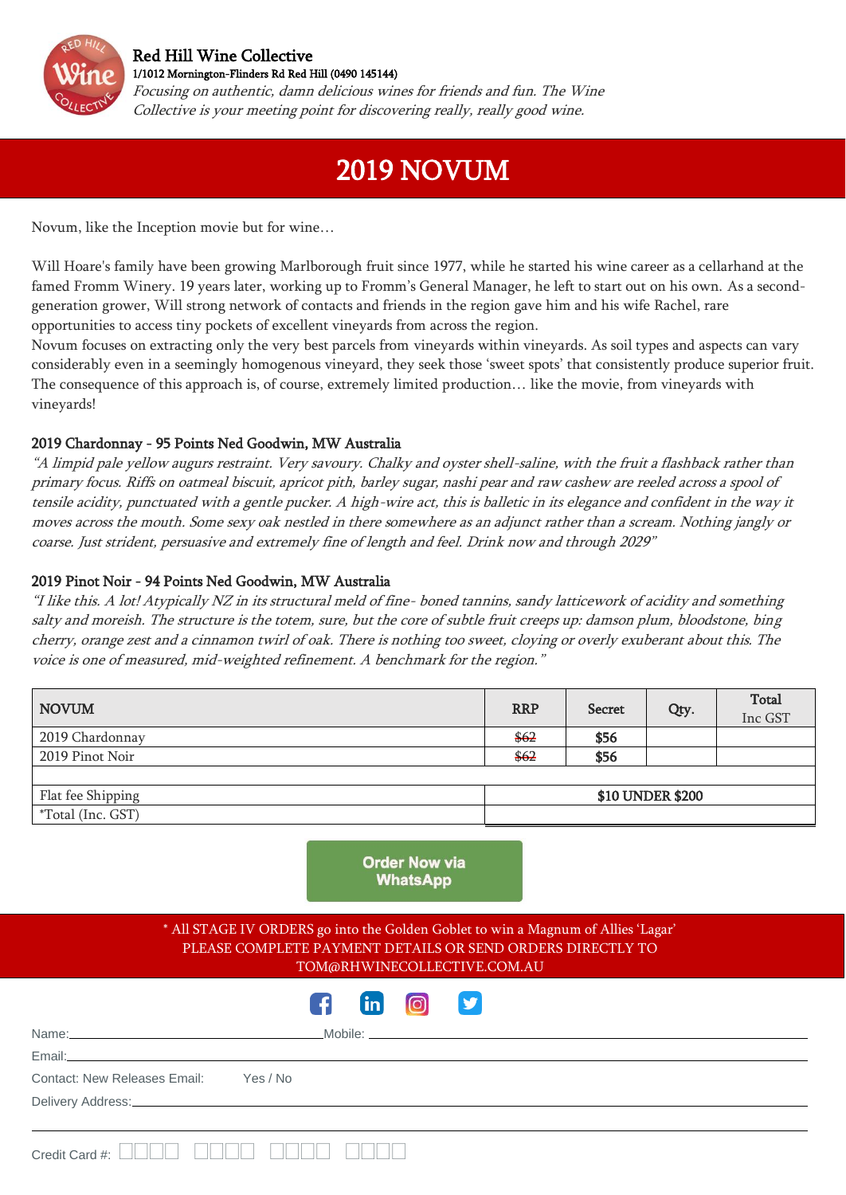**Red Hill Wine Collective**
**1/1012 Mornington-Flinders Rd Red Hill (0490 145144)**
*Focusing on authentic, damn delicious wines for friends and fun. The Wine Collective is your meeting point for discovering really, really good wine.*

# 2019 NOVUM

Novum, like the Inception movie but for wine…

Will Hoare's family have been growing Marlborough fruit since 1977, while he started his wine career as a cellarhand at the famed Fromm Winery. 19 years later, working up to Fromm's General Manager, he left to start out on his own. As a second-generation grower, Will strong network of contacts and friends in the region gave him and his wife Rachel, rare opportunities to access tiny pockets of excellent vineyards from across the region.
Novum focuses on extracting only the very best parcels from vineyards within vineyards. As soil types and aspects can vary considerably even in a seemingly homogenous vineyard, they seek those 'sweet spots' that consistently produce superior fruit. The consequence of this approach is, of course, extremely limited production… like the movie, from vineyards with vineyards!

**2019 Chardonnay - 95 Points Ned Goodwin, MW Australia**
*"A limpid pale yellow augurs restraint. Very savoury. Chalky and oyster shell-saline, with the fruit a flashback rather than primary focus. Riffs on oatmeal biscuit, apricot pith, barley sugar, nashi pear and raw cashew are reeled across a spool of tensile acidity, punctuated with a gentle pucker. A high-wire act, this is balletic in its elegance and confident in the way it moves across the mouth. Some sexy oak nestled in there somewhere as an adjunct rather than a scream. Nothing jangly or coarse. Just strident, persuasive and extremely fine of length and feel. Drink now and through 2029"*

**2019 Pinot Noir - 94 Points Ned Goodwin, MW Australia**
*"I like this. A lot! Atypically NZ in its structural meld of fine- boned tannins, sandy latticework of acidity and something salty and moreish. The structure is the totem, sure, but the core of subtle fruit creeps up: damson plum, bloodstone, bing cherry, orange zest and a cinnamon twirl of oak. There is nothing too sweet, cloying or overly exuberant about this. The voice is one of measured, mid-weighted refinement. A benchmark for the region."*

| NOVUM | RRP | Secret | Qty. | Total Inc GST |
|---|---|---|---|---|
| 2019 Chardonnay | ~~$62~~ | **$56** | | |
| 2019 Pinot Noir | ~~$62~~ | **$56** | | |
| | | | | |
| Flat fee Shipping | **$10 UNDER $200** | | | |
| *Total (Inc. GST) | | | | |

**Order Now via WhatsApp**

\* All STAGE IV ORDERS go into the Golden Goblet to win a Magnum of Allies 'Lagar'
PLEASE COMPLETE PAYMENT DETAILS OR SEND ORDERS DIRECTLY TO
TOM@RHWINECOLLECTIVE.COM.AU

Name:____________________ Mobile: ____________________

Email:____________________

Contact: New Releases Email: Yes / No

Delivery Address:____________________

Credit Card #: □□□□ □□□□ □□□□ □□□□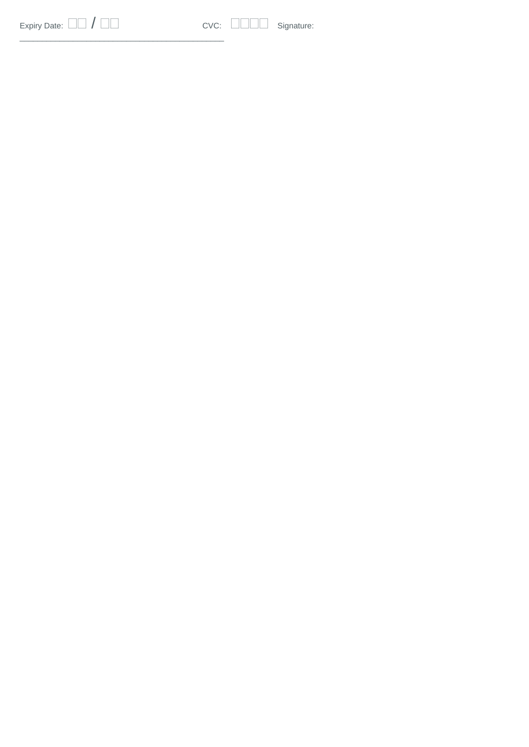Expiry Date: ☐☐ / ☐☐ CVC: ☐☐☐☐ Signature:

______________________________________________